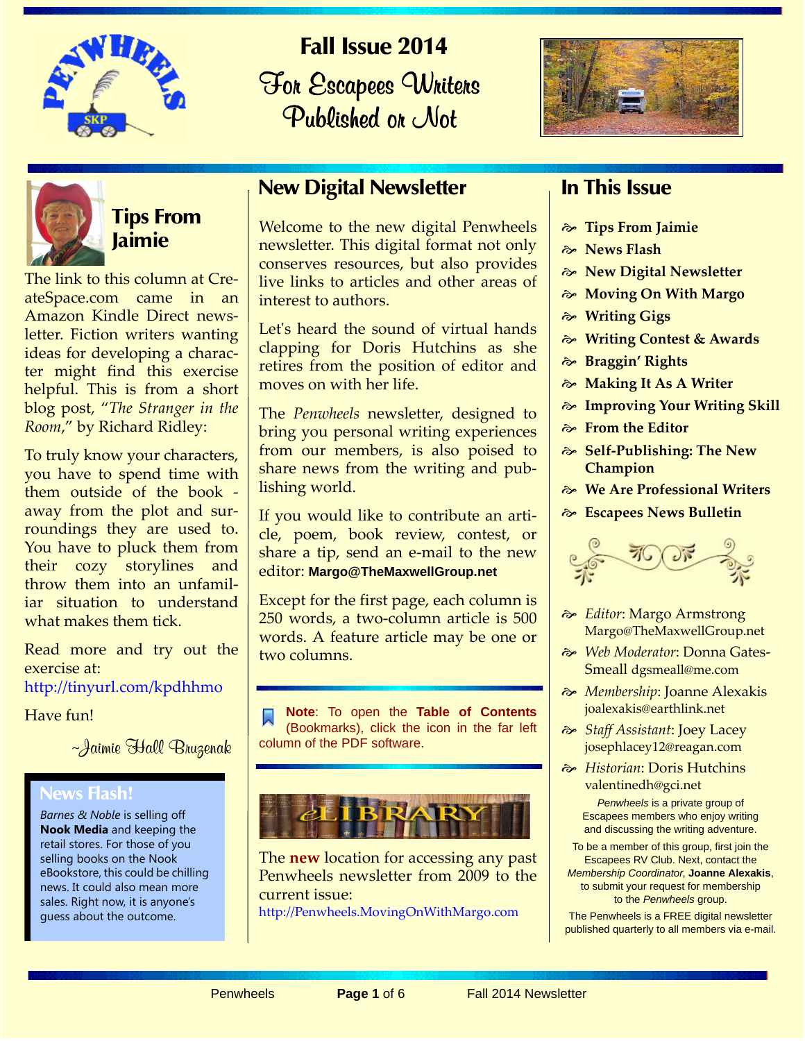# Fall Issue 2014

For Escapees Writers Published or Not

## Tips From Jaimie

The link to this column at CreateSpace.com came in an Amazon Kindle Direct newsletter. Fiction writers wanting ideas for developing a character might find this exercise helpful. This is from a short blog post, "*The Stranger in the Room*," by Richard Ridley:

To truly know your characters, you have to spend time with them outside of the book - away from the plot and surroundings they are used to. You have to pluck them from their cozy storylines and throw them into an unfamiliar situation to understand what makes them tick.

Read more and try out the exercise at: http://tinyurl.com/kpdhhmo

Have fun!

~Jaimie Hall Bruzenak

### News Flash!

*Barnes & Noble* is selling off **Nook Media** and keeping the retail stores. For those of you selling books on the Nook eBookstore, this could be chilling news. It could also mean more sales. Right now, it is anyone's guess about the outcome.

## New Digital Newsletter

Welcome to the new digital Penwheels newsletter. This digital format not only conserves resources, but also provides live links to articles and other areas of interest to authors.

Let's heard the sound of virtual hands clapping for Doris Hutchins as she retires from the position of editor and moves on with her life.

The *Penwheels* newsletter, designed to bring you personal writing experiences from our members, is also poised to share news from the writing and publishing world.

If you would like to contribute an article, poem, book review, contest, or share a tip, send an e-mail to the new editor: **Margo@TheMaxwellGroup.net**

Except for the first page, each column is 250 words, a two-column article is 500 words. A feature article may be one or two columns.

**Note**: To open the **Table of Contents** (Bookmarks), click the icon in the far left column of the PDF software.

eLIBRARY

The **new** location for accessing any past Penwheels newsletter from 2009 to the current issue:
http://Penwheels.MovingOnWithMargo.com

## In This Issue

- **Tips From Jaimie**
- **News Flash**
- **New Digital Newsletter**
- **Moving On With Margo**
- **Writing Gigs**
- **Writing Contest & Awards**
- **Braggin' Rights**
- **Making It As A Writer**
- **Improving Your Writing Skill**
- **From the Editor**
- **Self-Publishing: The New Champion**
- **We Are Professional Writers**
- **Escapees News Bulletin**

- *Editor*: Margo Armstrong Margo@TheMaxwellGroup.net
- *Web Moderator*: Donna Gates-Smeall dgsmeall@me.com
- *Membership*: Joanne Alexakis joalexakis@earthlink.net
- *Staff Assistant*: Joey Lacey josephlacey12@reagan.com
- *Historian*: Doris Hutchins valentinedh@gci.net

*Penwheels* is a private group of Escapees members who enjoy writing and discussing the writing adventure.

To be a member of this group, first join the Escapees RV Club. Next, contact the *Membership Coordinator*, **Joanne Alexakis**, to submit your request for membership to the *Penwheels* group.

The Penwheels is a FREE digital newsletter published quarterly to all members via e-mail.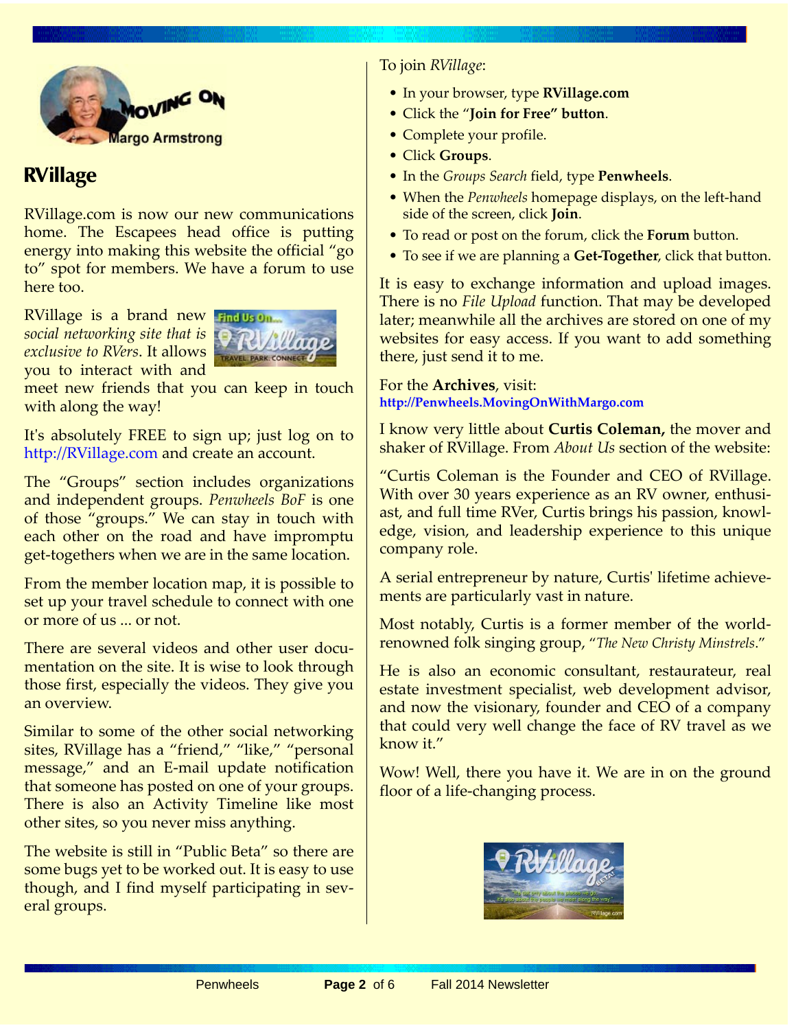Moving On

Margo Armstrong

## RVillage

RVillage.com is now our new communications home. The Escapees head office is putting energy into making this website the official "go to" spot for members. We have a forum to use here too.

RVillage is a brand new *social networking site that is exclusive to RVers*. It allows you to interact with and meet new friends that you can keep in touch with along the way!

It's absolutely FREE to sign up; just log on to http://RVillage.com and create an account.

The "Groups" section includes organizations and independent groups. *Penwheels BoF* is one of those "groups." We can stay in touch with each other on the road and have impromptu get-togethers when we are in the same location.

From the member location map, it is possible to set up your travel schedule to connect with one or more of us ... or not.

There are several videos and other user documentation on the site. It is wise to look through those first, especially the videos. They give you an overview.

Similar to some of the other social networking sites, RVillage has a "friend," "like," "personal message," and an E-mail update notification that someone has posted on one of your groups. There is also an Activity Timeline like most other sites, so you never miss anything.

The website is still in "Public Beta" so there are some bugs yet to be worked out. It is easy to use though, and I find myself participating in several groups.

To join *RVillage*:

- In your browser, type **RVillage.com**
- Click the "**Join for Free" button**.
- Complete your profile.
- Click **Groups**.
- In the *Groups Search* field, type **Penwheels**.
- When the *Penwheels* homepage displays, on the left-hand side of the screen, click **Join**.
- To read or post on the forum, click the **Forum** button.
- To see if we are planning a **Get-Together**, click that button.

It is easy to exchange information and upload images. There is no *File Upload* function. That may be developed later; meanwhile all the archives are stored on one of my websites for easy access. If you want to add something there, just send it to me.

For the **Archives**, visit:
**http://Penwheels.MovingOnWithMargo.com**

I know very little about **Curtis Coleman,** the mover and shaker of RVillage. From *About Us* section of the website:

"Curtis Coleman is the Founder and CEO of RVillage. With over 30 years experience as an RV owner, enthusiast, and full time RVer, Curtis brings his passion, knowledge, vision, and leadership experience to this unique company role.

A serial entrepreneur by nature, Curtis' lifetime achievements are particularly vast in nature.

Most notably, Curtis is a former member of the world-renowned folk singing group, "*The New Christy Minstrels*."

He is also an economic consultant, restaurateur, real estate investment specialist, web development advisor, and now the visionary, founder and CEO of a company that could very well change the face of RV travel as we know it."

Wow! Well, there you have it. We are in on the ground floor of a life-changing process.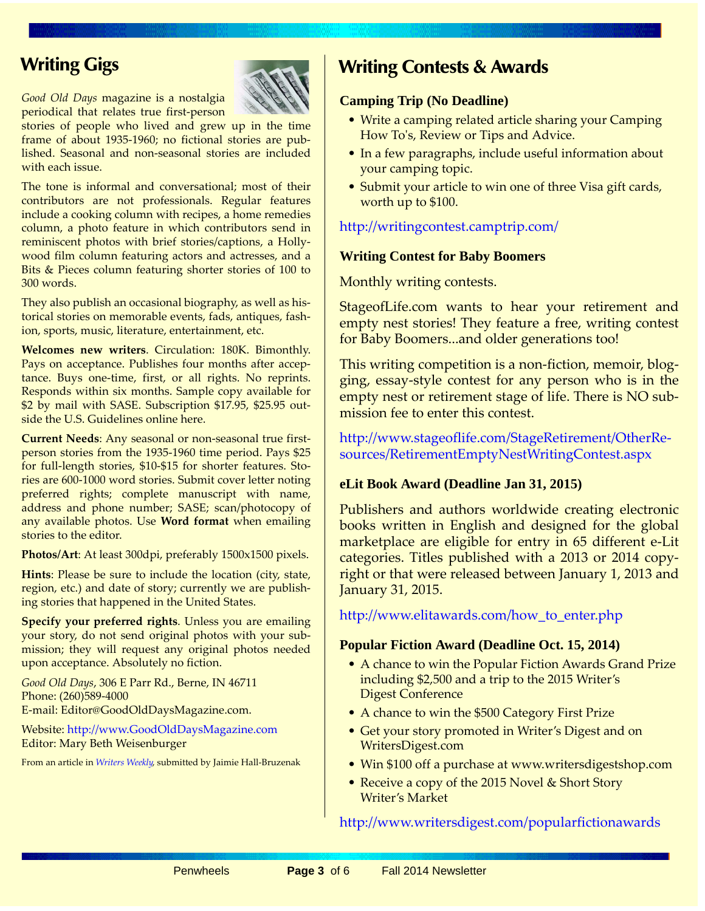## Writing Gigs

*Good Old Days* magazine is a nostalgia periodical that relates true first-person stories of people who lived and grew up in the time frame of about 1935-1960; no fictional stories are published. Seasonal and non-seasonal stories are included with each issue.

The tone is informal and conversational; most of their contributors are not professionals. Regular features include a cooking column with recipes, a home remedies column, a photo feature in which contributors send in reminiscent photos with brief stories/captions, a Hollywood film column featuring actors and actresses, and a Bits & Pieces column featuring shorter stories of 100 to 300 words.

They also publish an occasional biography, as well as historical stories on memorable events, fads, antiques, fashion, sports, music, literature, entertainment, etc.

**Welcomes new writers**. Circulation: 180K. Bimonthly. Pays on acceptance. Publishes four months after acceptance. Buys one-time, first, or all rights. No reprints. Responds within six months. Sample copy available for $2 by mail with SASE. Subscription $17.95, $25.95 outside the U.S. Guidelines online here.

**Current Needs**: Any seasonal or non-seasonal true first-person stories from the 1935-1960 time period. Pays $25 for full-length stories, $10-$15 for shorter features. Stories are 600-1000 word stories. Submit cover letter noting preferred rights; complete manuscript with name, address and phone number; SASE; scan/photocopy of any available photos. Use **Word format** when emailing stories to the editor.

**Photos/Art**: At least 300dpi, preferably 1500x1500 pixels.

**Hints**: Please be sure to include the location (city, state, region, etc.) and date of story; currently we are publishing stories that happened in the United States.

**Specify your preferred rights**. Unless you are emailing your story, do not send original photos with your submission; they will request any original photos needed upon acceptance. Absolutely no fiction.

*Good Old Days*, 306 E Parr Rd., Berne, IN 46711
Phone: (260)589-4000
E-mail: Editor@GoodOldDaysMagazine.com.

Website: http://www.GoodOldDaysMagazine.com
Editor: Mary Beth Weisenburger

From an article in *Writers Weekly*, submitted by Jaimie Hall-Bruzenak

## Writing Contests & Awards

**Camping Trip (No Deadline)**

- Write a camping related article sharing your Camping How To's, Review or Tips and Advice.
- In a few paragraphs, include useful information about your camping topic.
- Submit your article to win one of three Visa gift cards, worth up to $100.

http://writingcontest.camptrip.com/

**Writing Contest for Baby Boomers**

Monthly writing contests.

StageofLife.com wants to hear your retirement and empty nest stories! They feature a free, writing contest for Baby Boomers...and older generations too!

This writing competition is a non-fiction, memoir, blogging, essay-style contest for any person who is in the empty nest or retirement stage of life. There is NO submission fee to enter this contest.

http://www.stageoflife.com/StageRetirement/OtherResources/RetirementEmptyNestWritingContest.aspx

**eLit Book Award (Deadline Jan 31, 2015)**

Publishers and authors worldwide creating electronic books written in English and designed for the global marketplace are eligible for entry in 65 different e-Lit categories. Titles published with a 2013 or 2014 copyright or that were released between January 1, 2013 and January 31, 2015.

http://www.elitawards.com/how_to_enter.php

**Popular Fiction Award (Deadline Oct. 15, 2014)**

- A chance to win the Popular Fiction Awards Grand Prize including $2,500 and a trip to the 2015 Writer's Digest Conference
- A chance to win the $500 Category First Prize
- Get your story promoted in Writer's Digest and on WritersDigest.com
- Win $100 off a purchase at www.writersdigestshop.com
- Receive a copy of the 2015 Novel & Short Story Writer's Market

http://www.writersdigest.com/popularfictionawards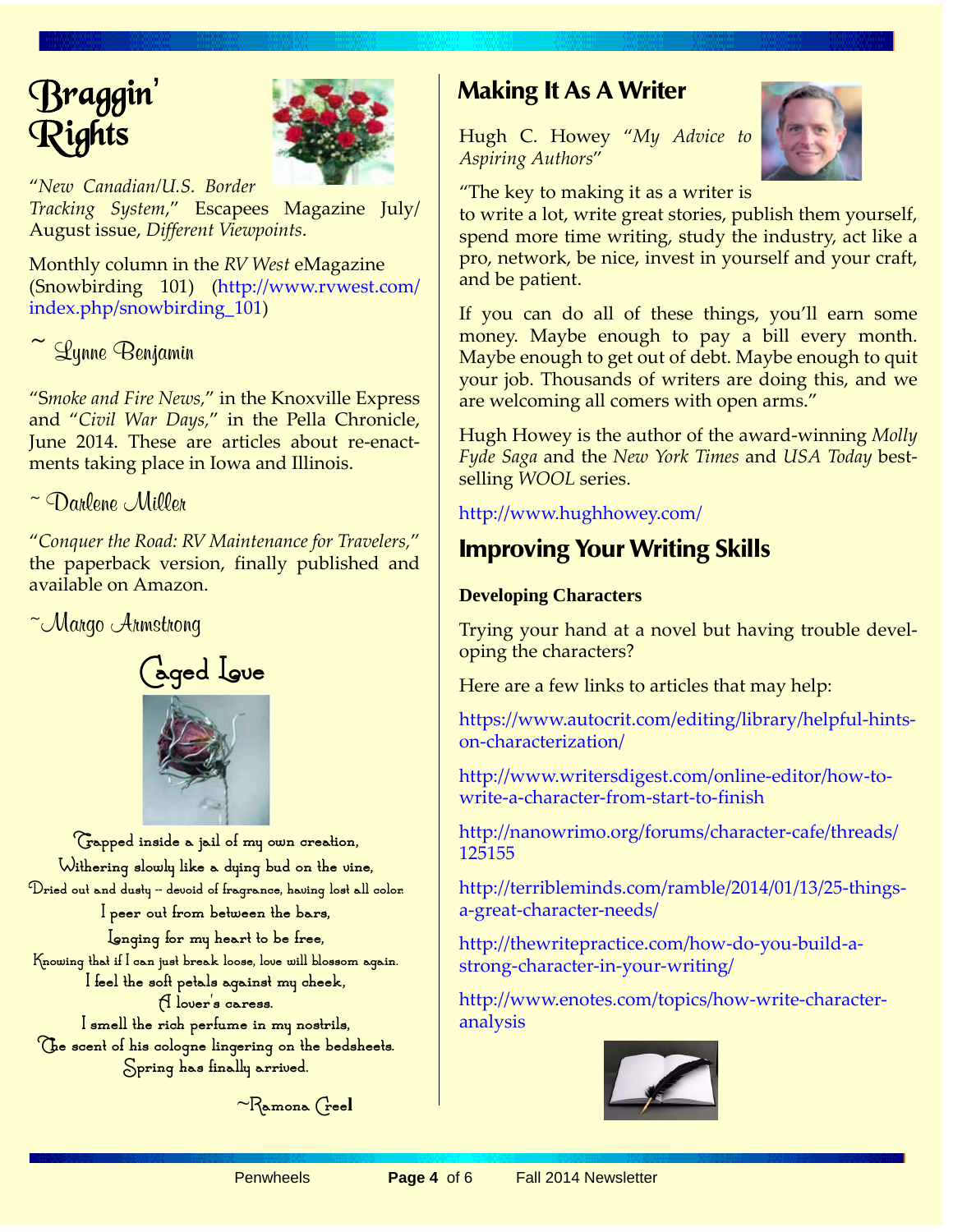# Braggin' Rights

"*New Canadian/U.S. Border Tracking System*," Escapees Magazine July/August issue, *Different Viewpoints*.

Monthly column in the *RV West* eMagazine (Snowbirding 101) (http://www.rvwest.com/index.php/snowbirding_101)

~ Lynne Benjamin

"S*moke and Fire News*," in the Knoxville Express and "*Civil War Days*," in the Pella Chronicle, June 2014. These are articles about re-enactments taking place in Iowa and Illinois.

~ Darlene Miller

"*Conquer the Road: RV Maintenance for Travelers*," the paperback version, finally published and available on Amazon.

~Margo Armstrong

## Caged Love

Trapped inside a jail of my own creation,
Withering slowly like a dying bud on the vine,
Dried out and dusty -- devoid of fragrance, having lost all color.
I peer out from between the bars,
Longing for my heart to be free,
Knowing that if I can just break loose, love will blossom again.
I feel the soft petals against my cheek,
A lover's caress.
I smell the rich perfume in my nostrils,
The scent of his cologne lingering on the bedsheets.
Spring has finally arrived.

~Ramona Creel

## Making It As A Writer

Hugh C. Howey "*My Advice to Aspiring Authors*"

"The key to making it as a writer is to write a lot, write great stories, publish them yourself, spend more time writing, study the industry, act like a pro, network, be nice, invest in yourself and your craft, and be patient.

If you can do all of these things, you'll earn some money. Maybe enough to pay a bill every month. Maybe enough to get out of debt. Maybe enough to quit your job. Thousands of writers are doing this, and we are welcoming all comers with open arms."

Hugh Howey is the author of the award-winning *Molly Fyde Saga* and the *New York Times* and *USA Today* bestselling *WOOL* series.

http://www.hughhowey.com/

## Improving Your Writing Skills

**Developing Characters**

Trying your hand at a novel but having trouble developing the characters?

Here are a few links to articles that may help:

https://www.autocrit.com/editing/library/helpful-hints-on-characterization/

http://www.writersdigest.com/online-editor/how-to-write-a-character-from-start-to-finish

http://nanowrimo.org/forums/character-cafe/threads/125155

http://terribleminds.com/ramble/2014/01/13/25-things-a-great-character-needs/

http://thewritepractice.com/how-do-you-build-a-strong-character-in-your-writing/

http://www.enotes.com/topics/how-write-character-analysis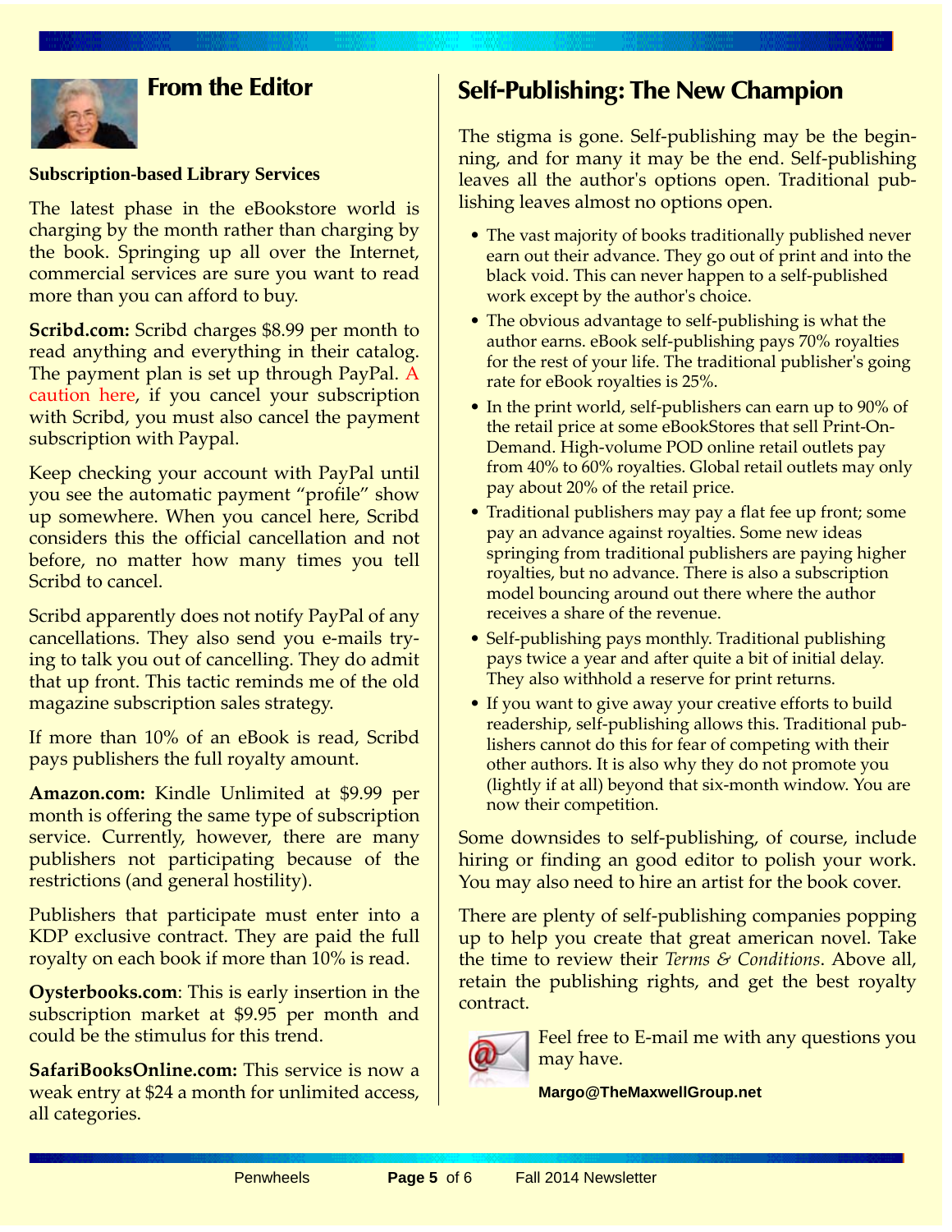## From the Editor

**Subscription-based Library Services**

The latest phase in the eBookstore world is charging by the month rather than charging by the book. Springing up all over the Internet, commercial services are sure you want to read more than you can afford to buy.

**Scribd.com:** Scribd charges $8.99 per month to read anything and everything in their catalog. The payment plan is set up through PayPal. A caution here, if you cancel your subscription with Scribd, you must also cancel the payment subscription with Paypal.

Keep checking your account with PayPal until you see the automatic payment "profile" show up somewhere. When you cancel here, Scribd considers this the official cancellation and not before, no matter how many times you tell Scribd to cancel.

Scribd apparently does not notify PayPal of any cancellations. They also send you e-mails trying to talk you out of cancelling. They do admit that up front. This tactic reminds me of the old magazine subscription sales strategy.

If more than 10% of an eBook is read, Scribd pays publishers the full royalty amount.

**Amazon.com:** Kindle Unlimited at $9.99 per month is offering the same type of subscription service. Currently, however, there are many publishers not participating because of the restrictions (and general hostility).

Publishers that participate must enter into a KDP exclusive contract. They are paid the full royalty on each book if more than 10% is read.

**Oysterbooks.com**: This is early insertion in the subscription market at $9.95 per month and could be the stimulus for this trend.

**SafariBooksOnline.com:** This service is now a weak entry at $24 a month for unlimited access, all categories.

## Self-Publishing: The New Champion

The stigma is gone. Self-publishing may be the beginning, and for many it may be the end. Self-publishing leaves all the author's options open. Traditional publishing leaves almost no options open.

- The vast majority of books traditionally published never earn out their advance. They go out of print and into the black void. This can never happen to a self-published work except by the author's choice.
- The obvious advantage to self-publishing is what the author earns. eBook self-publishing pays 70% royalties for the rest of your life. The traditional publisher's going rate for eBook royalties is 25%.
- In the print world, self-publishers can earn up to 90% of the retail price at some eBookStores that sell Print-On-Demand. High-volume POD online retail outlets pay from 40% to 60% royalties. Global retail outlets may only pay about 20% of the retail price.
- Traditional publishers may pay a flat fee up front; some pay an advance against royalties. Some new ideas springing from traditional publishers are paying higher royalties, but no advance. There is also a subscription model bouncing around out there where the author receives a share of the revenue.
- Self-publishing pays monthly. Traditional publishing pays twice a year and after quite a bit of initial delay. They also withhold a reserve for print returns.
- If you want to give away your creative efforts to build readership, self-publishing allows this. Traditional publishers cannot do this for fear of competing with their other authors. It is also why they do not promote you (lightly if at all) beyond that six-month window. You are now their competition.

Some downsides to self-publishing, of course, include hiring or finding an good editor to polish your work. You may also need to hire an artist for the book cover.

There are plenty of self-publishing companies popping up to help you create that great american novel. Take the time to review their *Terms & Conditions*. Above all, retain the publishing rights, and get the best royalty contract.

Feel free to E-mail me with any questions you may have.

**Margo@TheMaxwellGroup.net**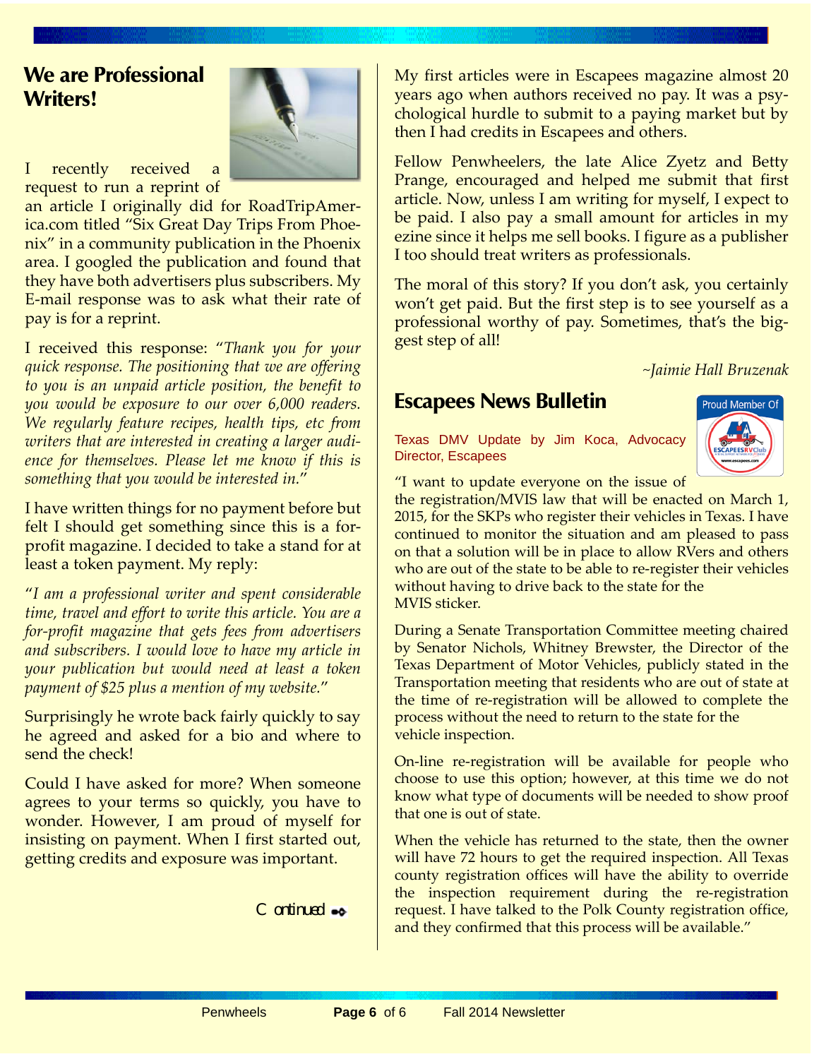## We are Professional Writers!

I recently received a request to run a reprint of an article I originally did for RoadTripAmerica.com titled "Six Great Day Trips From Phoenix" in a community publication in the Phoenix area. I googled the publication and found that they have both advertisers plus subscribers. My E-mail response was to ask what their rate of pay is for a reprint.

I received this response: "*Thank you for your quick response. The positioning that we are offering to you is an unpaid article position, the benefit to you would be exposure to our over 6,000 readers. We regularly feature recipes, health tips, etc from writers that are interested in creating a larger audience for themselves. Please let me know if this is something that you would be interested in.*"

I have written things for no payment before but felt I should get something since this is a for-profit magazine. I decided to take a stand for at least a token payment. My reply:

"*I am a professional writer and spent considerable time, travel and effort to write this article. You are a for-profit magazine that gets fees from advertisers and subscribers. I would love to have my article in your publication but would need at least a token payment of $25 plus a mention of my website.*"

Surprisingly he wrote back fairly quickly to say he agreed and asked for a bio and where to send the check!

Could I have asked for more? When someone agrees to your terms so quickly, you have to wonder. However, I am proud of myself for insisting on payment. When I first started out, getting credits and exposure was important.

My first articles were in Escapees magazine almost 20 years ago when authors received no pay. It was a psychological hurdle to submit to a paying market but by then I had credits in Escapees and others.

Fellow Penwheelers, the late Alice Zyetz and Betty Prange, encouraged and helped me submit that first article. Now, unless I am writing for myself, I expect to be paid. I also pay a small amount for articles in my ezine since it helps me sell books. I figure as a publisher I too should treat writers as professionals.

The moral of this story? If you don't ask, you certainly won't get paid. But the first step is to see yourself as a professional worthy of pay. Sometimes, that's the biggest step of all!

*~Jaimie Hall Bruzenak*

## Escapees News Bulletin

Texas DMV Update by Jim Koca, Advocacy Director, Escapees

"I want to update everyone on the issue of the registration/MVIS law that will be enacted on March 1, 2015, for the SKPs who register their vehicles in Texas. I have continued to monitor the situation and am pleased to pass on that a solution will be in place to allow RVers and others who are out of the state to be able to re-register their vehicles without having to drive back to the state for the MVIS sticker.

During a Senate Transportation Committee meeting chaired by Senator Nichols, Whitney Brewster, the Director of the Texas Department of Motor Vehicles, publicly stated in the Transportation meeting that residents who are out of state at the time of re-registration will be allowed to complete the process without the need to return to the state for the vehicle inspection.

On-line re-registration will be available for people who choose to use this option; however, at this time we do not know what type of documents will be needed to show proof that one is out of state.

When the vehicle has returned to the state, then the owner will have 72 hours to get the required inspection. All Texas county registration offices will have the ability to override the inspection requirement during the re-registration request. I have talked to the Polk County registration office, and they confirmed that this process will be available."